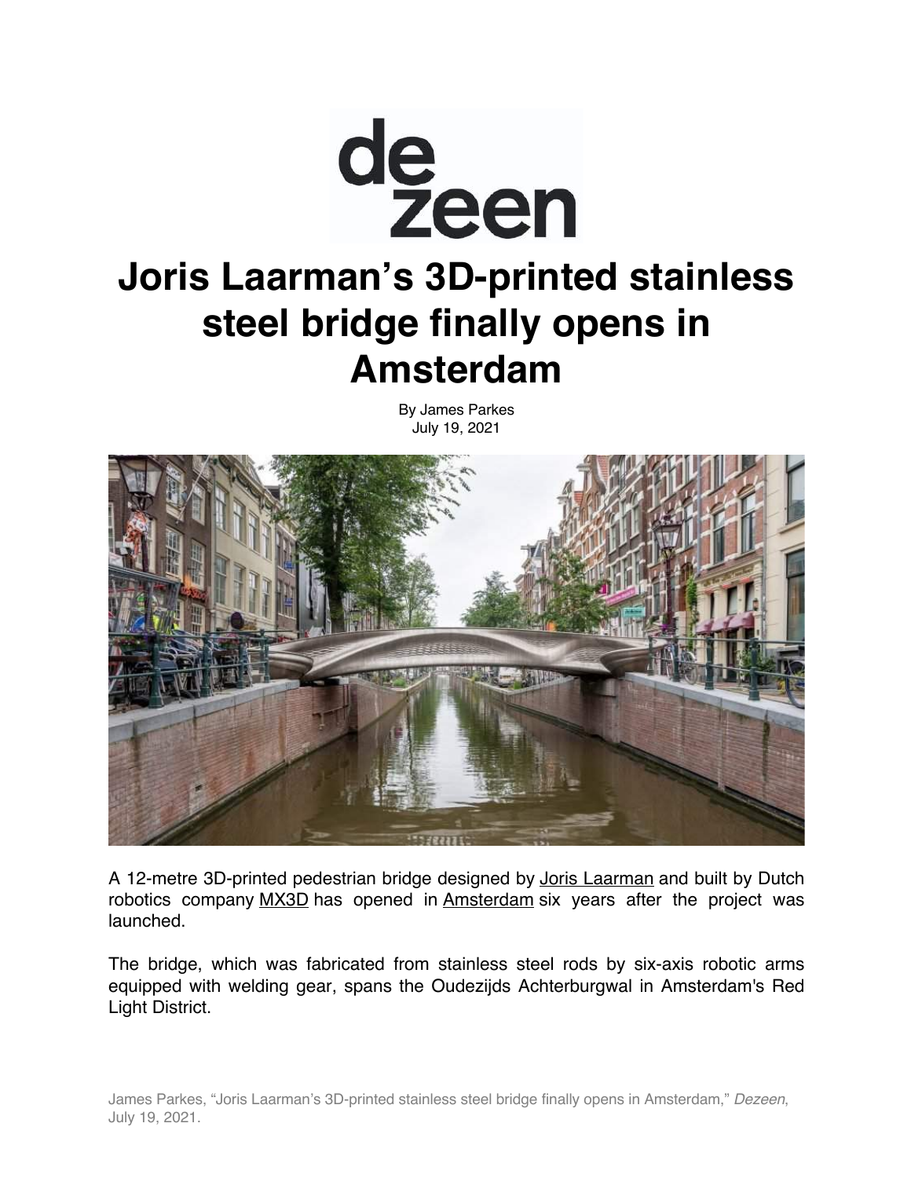dezeen

# Joris Laarman's 3D-printed stainless steel bridge finally opens in Amsterdam

By James Parkes
July 19, 2021

A 12-metre 3D-printed pedestrian bridge designed by Joris Laarman and built by Dutch robotics company MX3D has opened in Amsterdam six years after the project was launched.

The bridge, which was fabricated from stainless steel rods by six-axis robotic arms equipped with welding gear, spans the Oudezijds Achterburgwal in Amsterdam's Red Light District.

James Parkes, "Joris Laarman's 3D-printed stainless steel bridge finally opens in Amsterdam," *Dezeen*, July 19, 2021.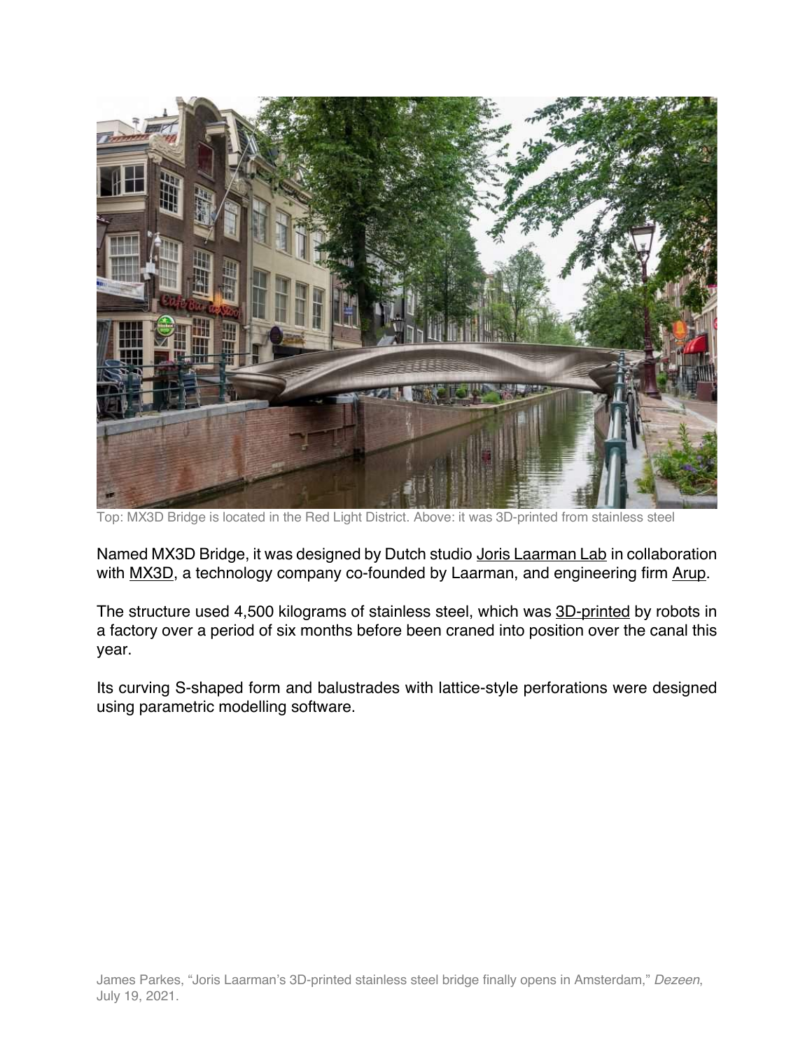Top: MX3D Bridge is located in the Red Light District. Above: it was 3D-printed from stainless steel

Named MX3D Bridge, it was designed by Dutch studio Joris Laarman Lab in collaboration with MX3D, a technology company co-founded by Laarman, and engineering firm Arup.

The structure used 4,500 kilograms of stainless steel, which was 3D-printed by robots in a factory over a period of six months before been craned into position over the canal this year.

Its curving S-shaped form and balustrades with lattice-style perforations were designed using parametric modelling software.

James Parkes, "Joris Laarman's 3D-printed stainless steel bridge finally opens in Amsterdam," *Dezeen*, July 19, 2021.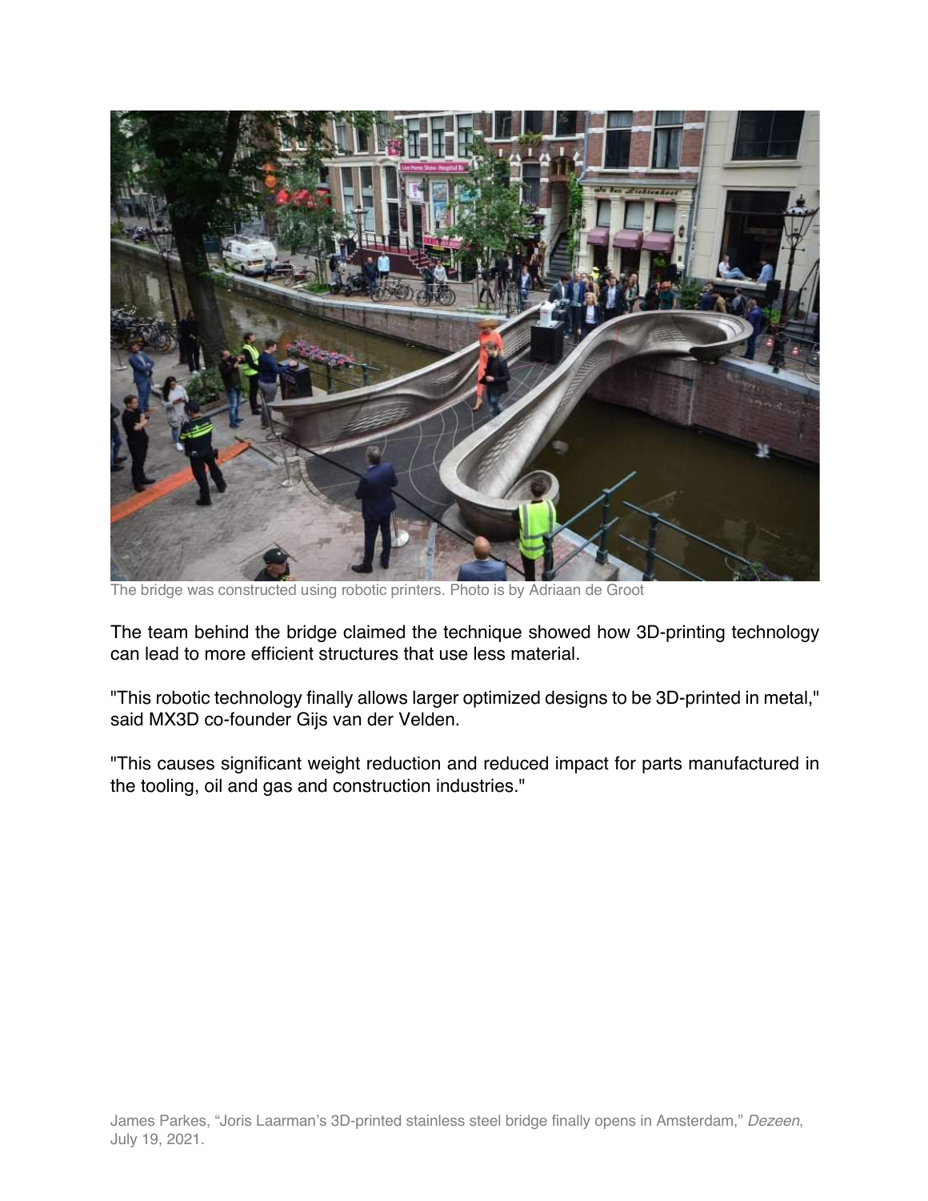The bridge was constructed using robotic printers. Photo is by Adriaan de Groot

The team behind the bridge claimed the technique showed how 3D-printing technology can lead to more efficient structures that use less material.

"This robotic technology finally allows larger optimized designs to be 3D-printed in metal," said MX3D co-founder Gijs van der Velden.

"This causes significant weight reduction and reduced impact for parts manufactured in the tooling, oil and gas and construction industries."

James Parkes, "Joris Laarman's 3D-printed stainless steel bridge finally opens in Amsterdam," *Dezeen*, July 19, 2021.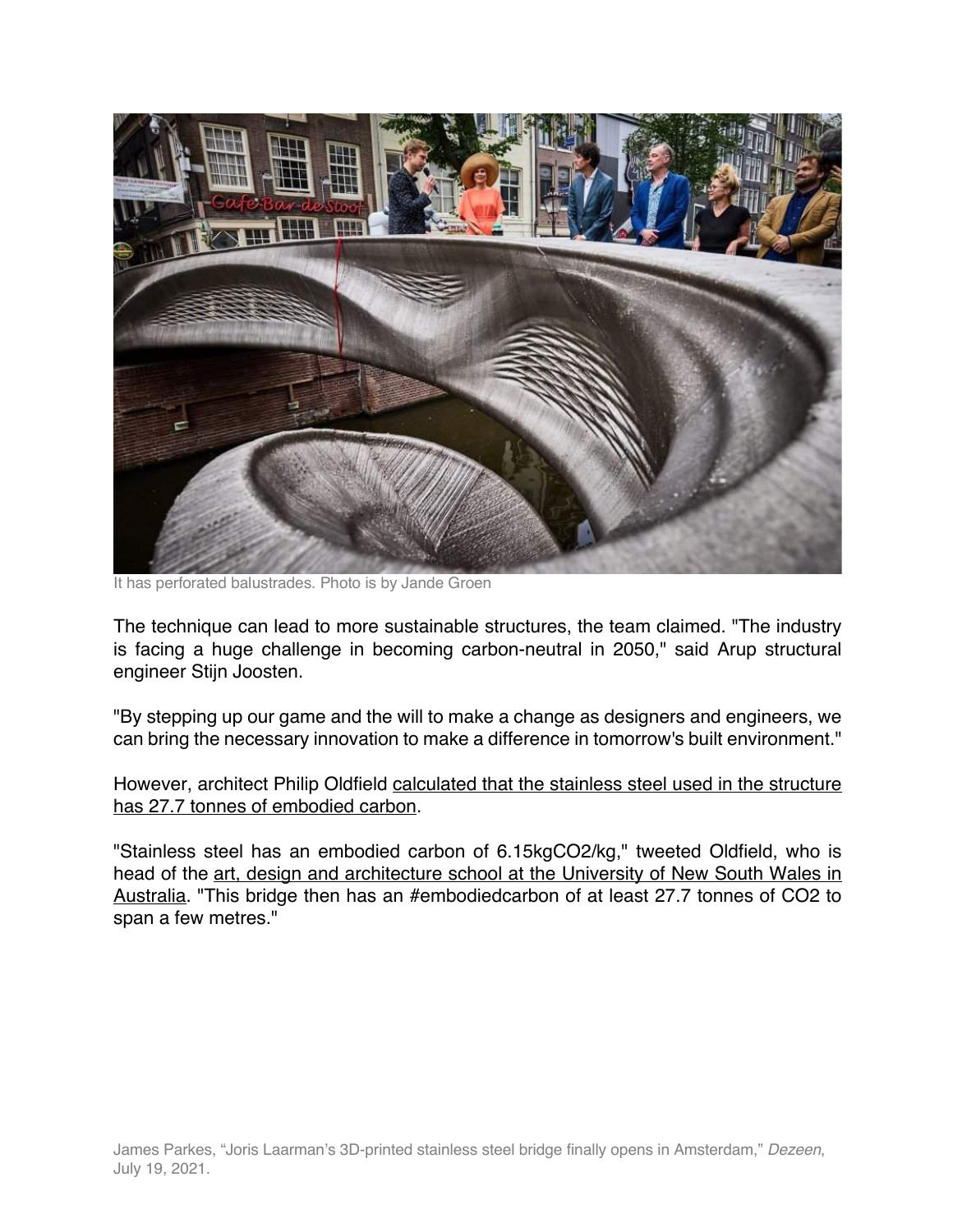It has perforated balustrades. Photo is by Jande Groen

The technique can lead to more sustainable structures, the team claimed. "The industry is facing a huge challenge in becoming carbon-neutral in 2050," said Arup structural engineer Stijn Joosten.

"By stepping up our game and the will to make a change as designers and engineers, we can bring the necessary innovation to make a difference in tomorrow's built environment."

However, architect Philip Oldfield calculated that the stainless steel used in the structure has 27.7 tonnes of embodied carbon.

"Stainless steel has an embodied carbon of 6.15kgCO2/kg," tweeted Oldfield, who is head of the art, design and architecture school at the University of New South Wales in Australia. "This bridge then has an #embodiedcarbon of at least 27.7 tonnes of CO2 to span a few metres."

James Parkes, "Joris Laarman's 3D-printed stainless steel bridge finally opens in Amsterdam," *Dezeen*, July 19, 2021.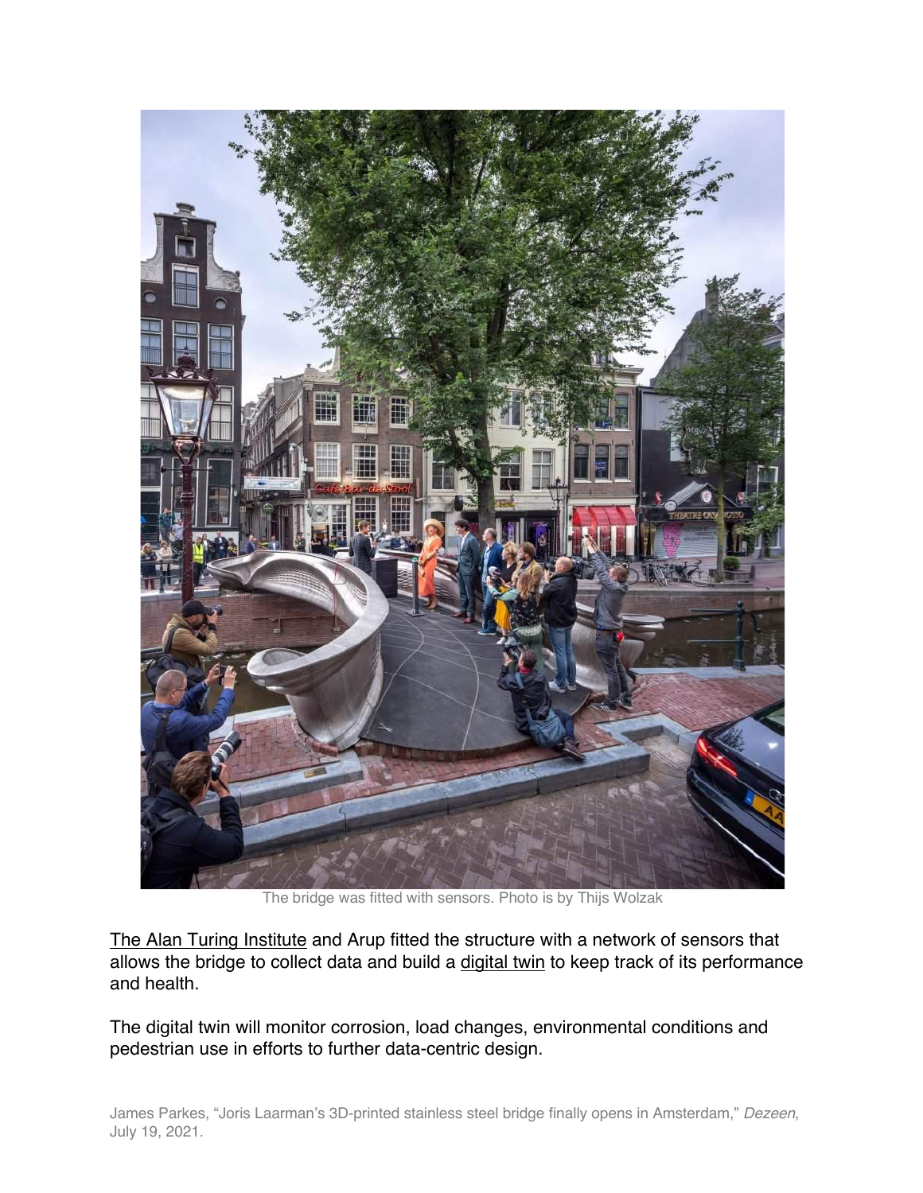The bridge was fitted with sensors. Photo is by Thijs Wolzak

The Alan Turing Institute and Arup fitted the structure with a network of sensors that allows the bridge to collect data and build a digital twin to keep track of its performance and health.

The digital twin will monitor corrosion, load changes, environmental conditions and pedestrian use in efforts to further data-centric design.

James Parkes, "Joris Laarman's 3D-printed stainless steel bridge finally opens in Amsterdam," *Dezeen*, July 19, 2021.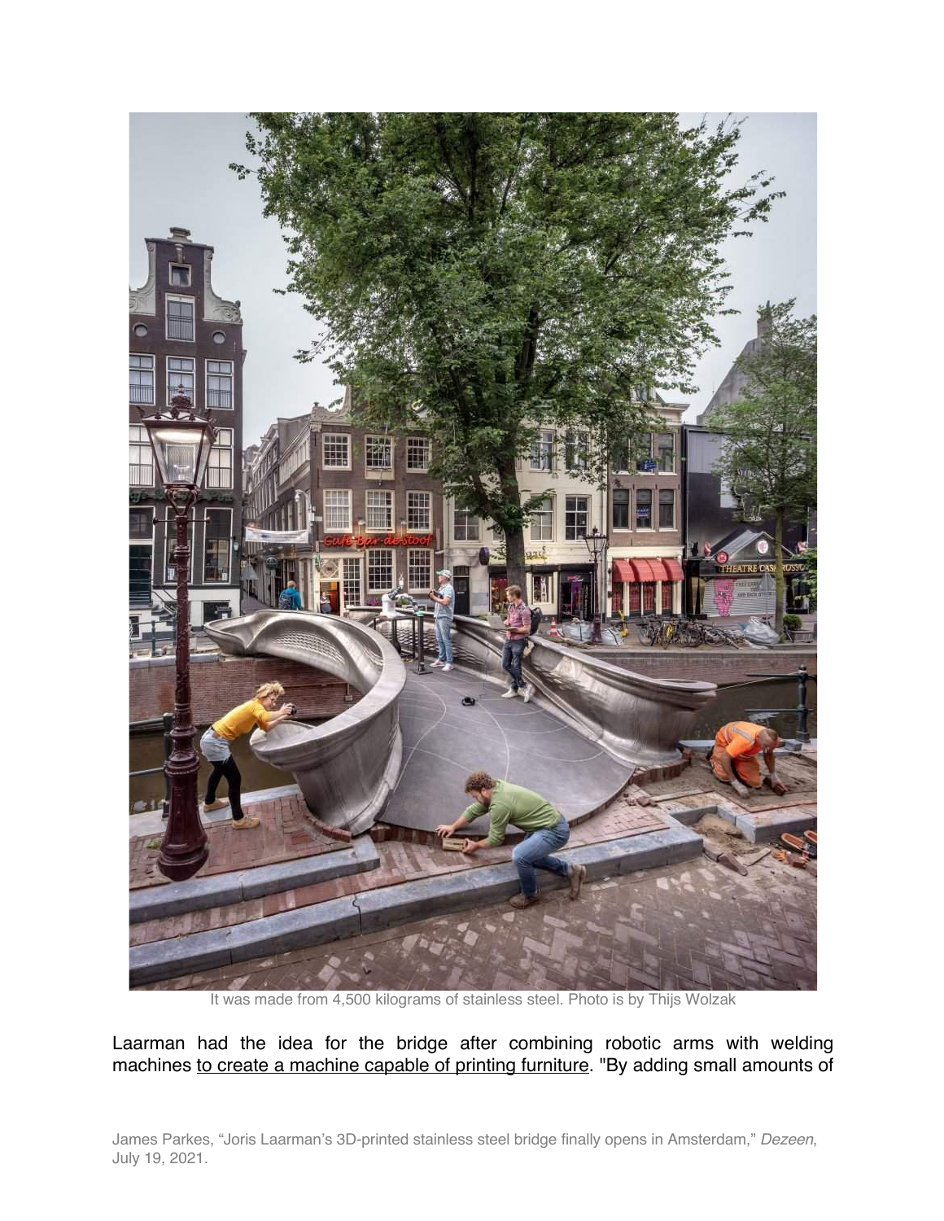It was made from 4,500 kilograms of stainless steel. Photo is by Thijs Wolzak

Laarman had the idea for the bridge after combining robotic arms with welding machines to create a machine capable of printing furniture. "By adding small amounts of

James Parkes, "Joris Laarman's 3D-printed stainless steel bridge finally opens in Amsterdam," *Dezeen*, July 19, 2021.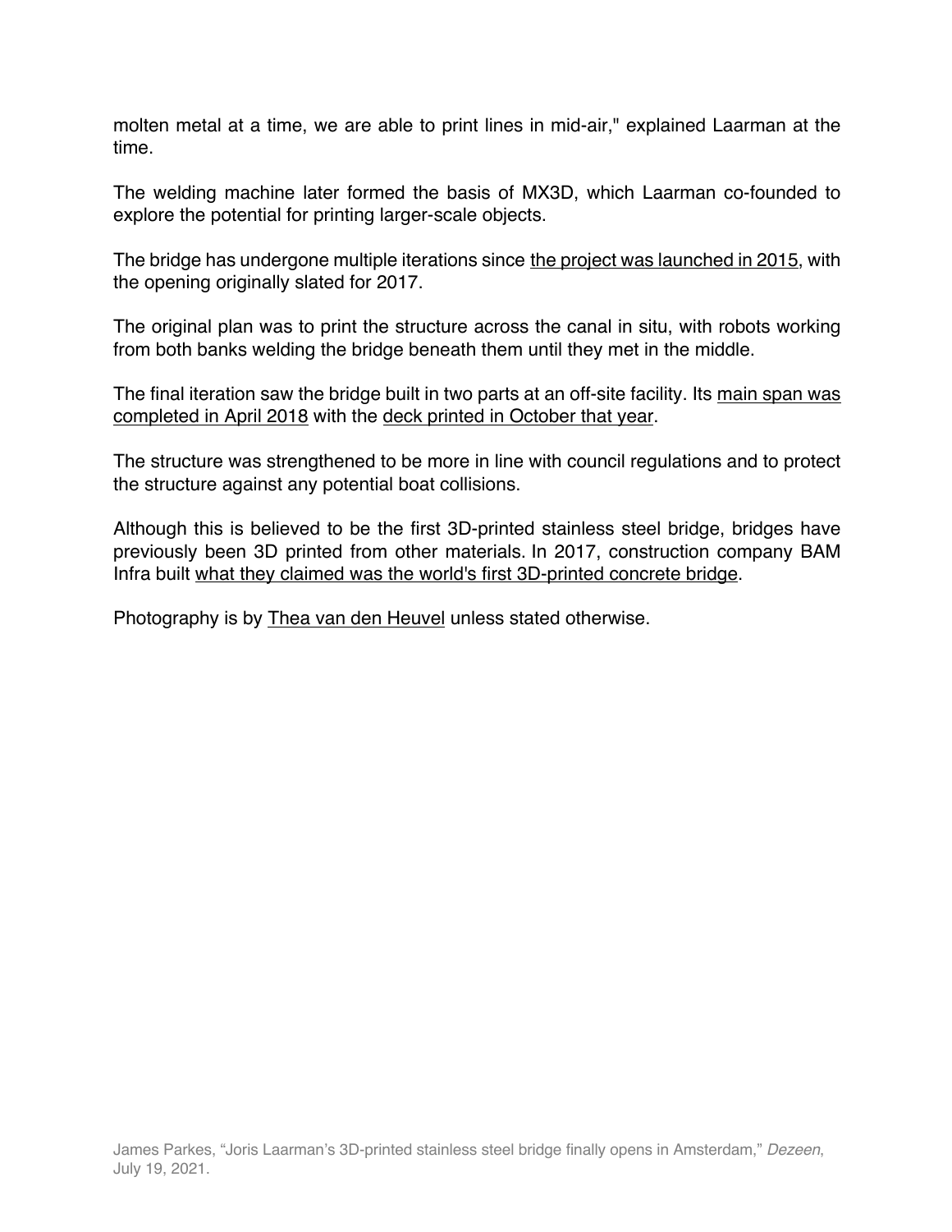molten metal at a time, we are able to print lines in mid-air," explained Laarman at the time.

The welding machine later formed the basis of MX3D, which Laarman co-founded to explore the potential for printing larger-scale objects.

The bridge has undergone multiple iterations since the project was launched in 2015, with the opening originally slated for 2017.

The original plan was to print the structure across the canal in situ, with robots working from both banks welding the bridge beneath them until they met in the middle.

The final iteration saw the bridge built in two parts at an off-site facility. Its main span was completed in April 2018 with the deck printed in October that year.

The structure was strengthened to be more in line with council regulations and to protect the structure against any potential boat collisions.

Although this is believed to be the first 3D-printed stainless steel bridge, bridges have previously been 3D printed from other materials. In 2017, construction company BAM Infra built what they claimed was the world's first 3D-printed concrete bridge.

Photography is by Thea van den Heuvel unless stated otherwise.

James Parkes, "Joris Laarman's 3D-printed stainless steel bridge finally opens in Amsterdam," *Dezeen*, July 19, 2021.